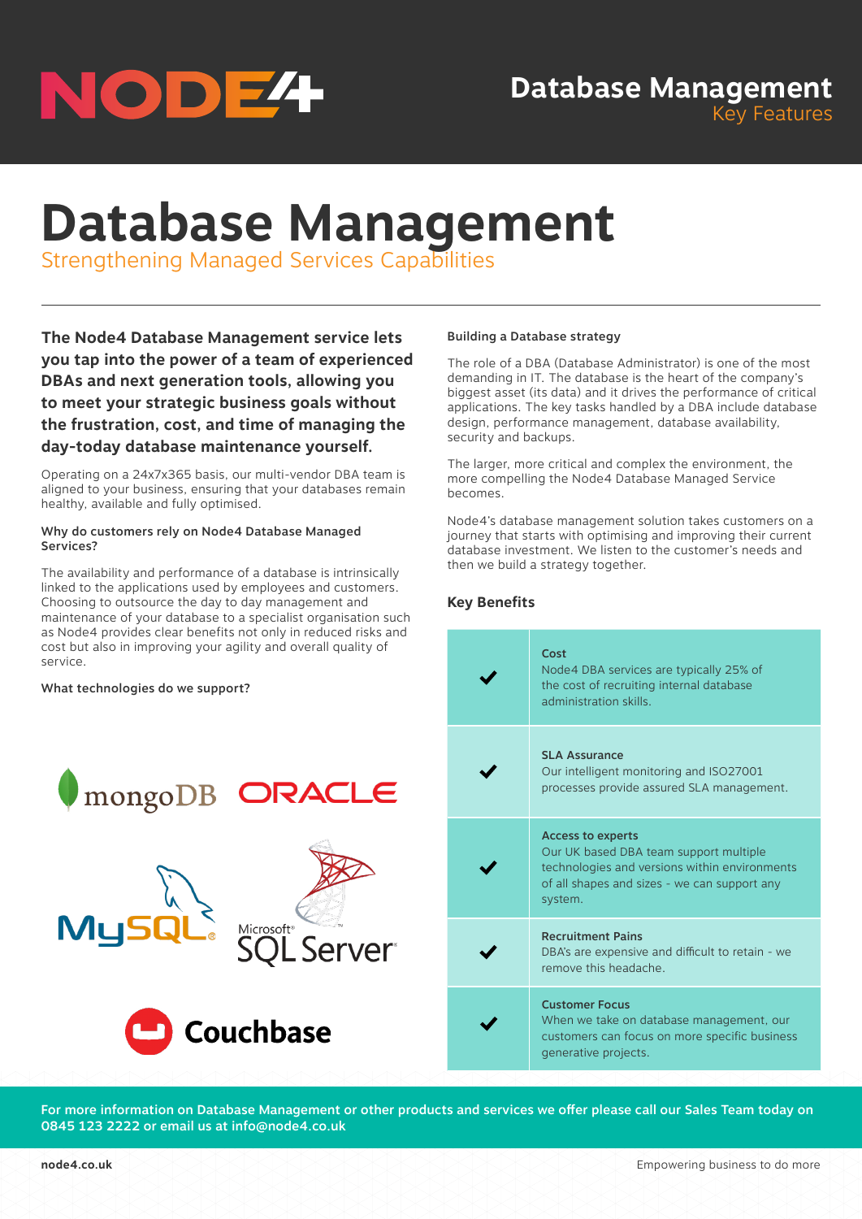# Database Management

Strengthening Managed Services Capabilities

**The Node4 Database Management service lets you tap into the power of a team of experienced DBAs and next generation tools, allowing you to meet your strategic business goals without the frustration, cost, and time of managing the day-today database maintenance yourself.**

Operating on a 24x7x365 basis, our multi-vendor DBA team is aligned to your business, ensuring that your databases remain healthy, available and fully optimised.

### Why do customers rely on Node4 Database Managed Services?

The availability and performance of a database is intrinsically linked to the applications used by employees and customers. Choosing to outsource the day to day management and maintenance of your database to a specialist organisation such as Node4 provides clear benefits not only in reduced risks and cost but also in improving your agility and overall quality of service.

### What technologies do we support?

mongoDB, ORACLE, MySQL, Microsoft SQL Server, Couchbase

### Building a Database strategy

The role of a DBA (Database Administrator) is one of the most demanding in IT. The database is the heart of the company's biggest asset (its data) and it drives the performance of critical applications. The key tasks handled by a DBA include database design, performance management, database availability, security and backups.

The larger, more critical and complex the environment, the more compelling the Node4 Database Managed Service becomes.

Node4's database management solution takes customers on a journey that starts with optimising and improving their current database investment. We listen to the customer's needs and then we build a strategy together.

## Key Benefits

| | |
|---|---|
| ✔ | **Cost**<br>Node4 DBA services are typically 25% of the cost of recruiting internal database administration skills. |
| ✔ | **SLA Assurance**<br>Our intelligent monitoring and ISO27001 processes provide assured SLA management. |
| ✔ | **Access to experts**<br>Our UK based DBA team support multiple technologies and versions within environments of all shapes and sizes - we can support any system. |
| ✔ | **Recruitment Pains**<br>DBA's are expensive and difficult to retain - we remove this headache. |
| ✔ | **Customer Focus**<br>When we take on database management, our customers can focus on more specific business generative projects. |

**For more information on Database Management or other products and services we offer please call our Sales Team today on 0845 123 2222 or email us at info@node4.co.uk**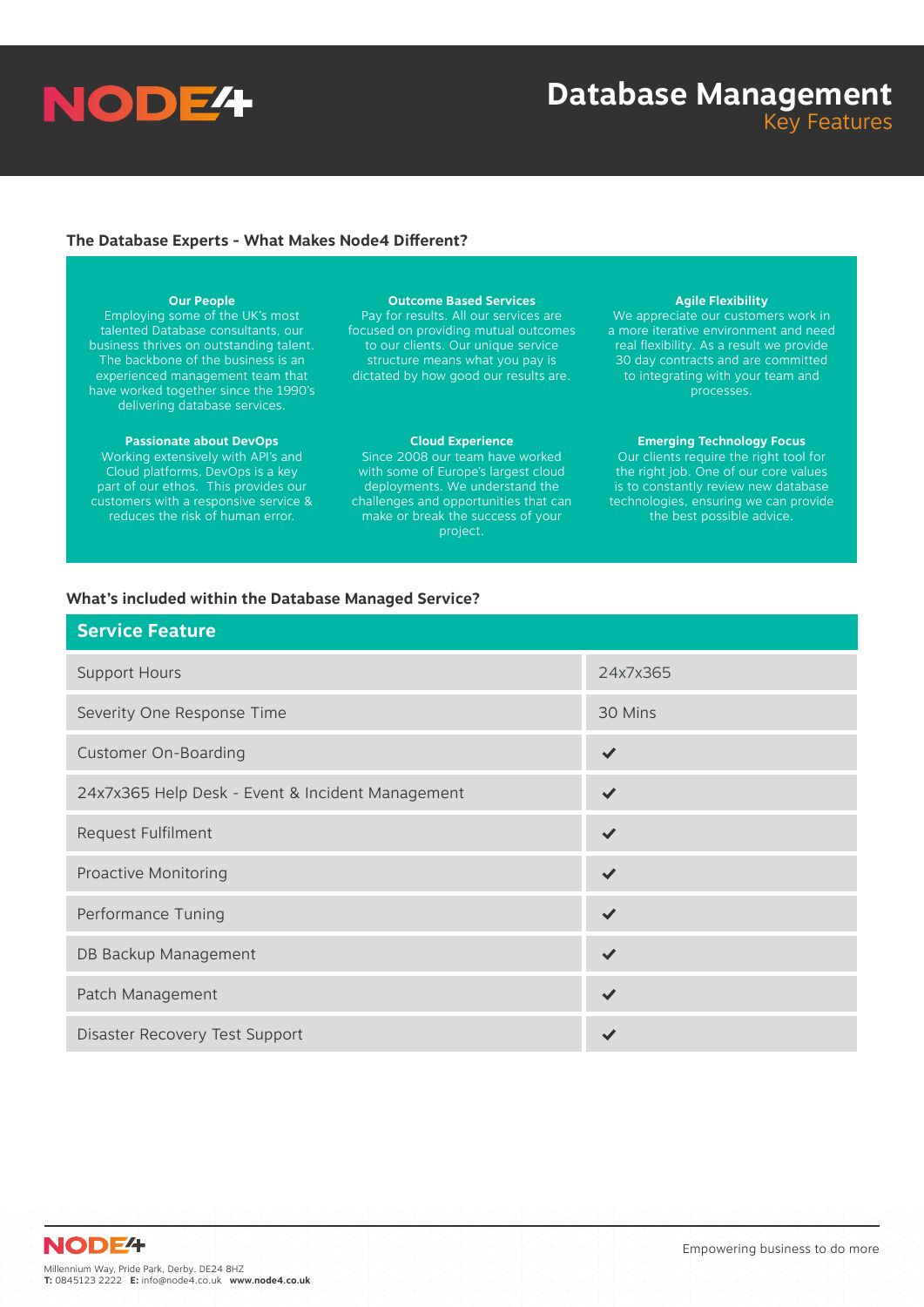# Database Management

## Key Features

### The Database Experts - What Makes Node4 Different?

**Our People**
Employing some of the UK's most talented Database consultants, our business thrives on outstanding talent. The backbone of the business is an experienced management team that have worked together since the 1990's delivering database services.

**Outcome Based Services**
Pay for results. All our services are focused on providing mutual outcomes to our clients. Our unique service structure means what you pay is dictated by how good our results are.

**Agile Flexibility**
We appreciate our customers work in a more iterative environment and need real flexibility. As a result we provide 30 day contracts and are committed to integrating with your team and processes.

**Passionate about DevOps**
Working extensively with API's and Cloud platforms, DevOps is a key part of our ethos. This provides our customers with a responsive service & reduces the risk of human error.

**Cloud Experience**
Since 2008 our team have worked with some of Europe's largest cloud deployments. We understand the challenges and opportunities that can make or break the success of your project.

**Emerging Technology Focus**
Our clients require the right tool for the right job. One of our core values is to constantly review new database technologies, ensuring we can provide the best possible advice.

### What's included within the Database Managed Service?

| Service Feature | |
|---|---|
| Support Hours | 24x7x365 |
| Severity One Response Time | 30 Mins |
| Customer On-Boarding | ✔ |
| 24x7x365 Help Desk - Event & Incident Management | ✔ |
| Request Fulfilment | ✔ |
| Proactive Monitoring | ✔ |
| Performance Tuning | ✔ |
| DB Backup Management | ✔ |
| Patch Management | ✔ |
| Disaster Recovery Test Support | ✔ |

NODE4
Millennium Way, Pride Park, Derby. DE24 8HZ
**T:** 0845123 2222 **E:** info@node4.co.uk **www.node4.co.uk**

Empowering business to do more